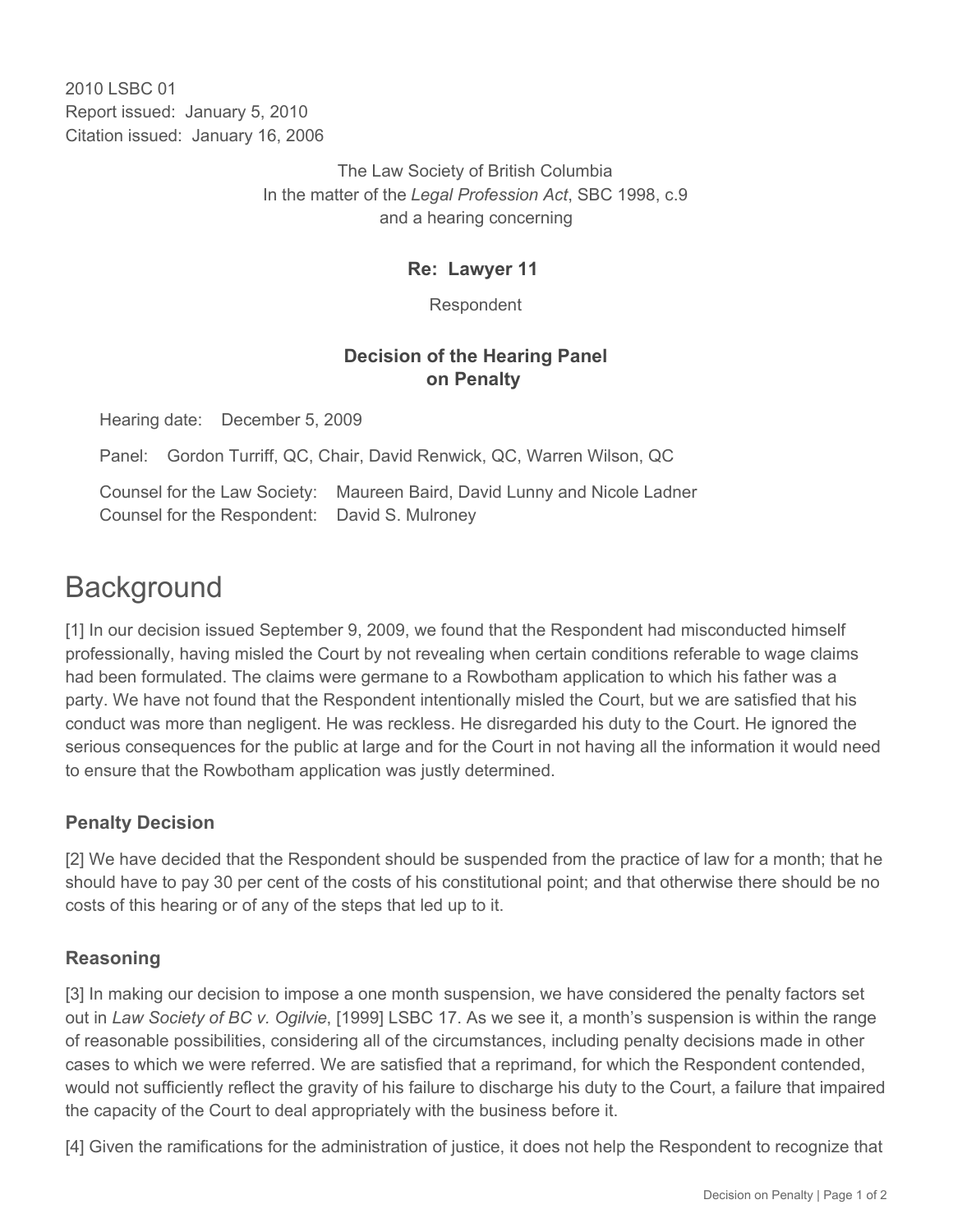2010 LSBC 01
Report issued: January 5, 2010
Citation issued: January 16, 2006

The Law Society of British Columbia
In the matter of the *Legal Profession Act*, SBC 1998, c.9
and a hearing concerning

**Re: Lawyer 11**

Respondent

**Decision of the Hearing Panel**
**on Penalty**

Hearing date: December 5, 2009

Panel: Gordon Turriff, QC, Chair, David Renwick, QC, Warren Wilson, QC

Counsel for the Law Society: Maureen Baird, David Lunny and Nicole Ladner
Counsel for the Respondent: David S. Mulroney

# Background

[1] In our decision issued September 9, 2009, we found that the Respondent had misconducted himself professionally, having misled the Court by not revealing when certain conditions referable to wage claims had been formulated. The claims were germane to a Rowbotham application to which his father was a party. We have not found that the Respondent intentionally misled the Court, but we are satisfied that his conduct was more than negligent. He was reckless. He disregarded his duty to the Court. He ignored the serious consequences for the public at large and for the Court in not having all the information it would need to ensure that the Rowbotham application was justly determined.

### Penalty Decision

[2] We have decided that the Respondent should be suspended from the practice of law for a month; that he should have to pay 30 per cent of the costs of his constitutional point; and that otherwise there should be no costs of this hearing or of any of the steps that led up to it.

### Reasoning

[3] In making our decision to impose a one month suspension, we have considered the penalty factors set out in *Law Society of BC v. Ogilvie*, [1999] LSBC 17. As we see it, a month's suspension is within the range of reasonable possibilities, considering all of the circumstances, including penalty decisions made in other cases to which we were referred. We are satisfied that a reprimand, for which the Respondent contended, would not sufficiently reflect the gravity of his failure to discharge his duty to the Court, a failure that impaired the capacity of the Court to deal appropriately with the business before it.

[4] Given the ramifications for the administration of justice, it does not help the Respondent to recognize that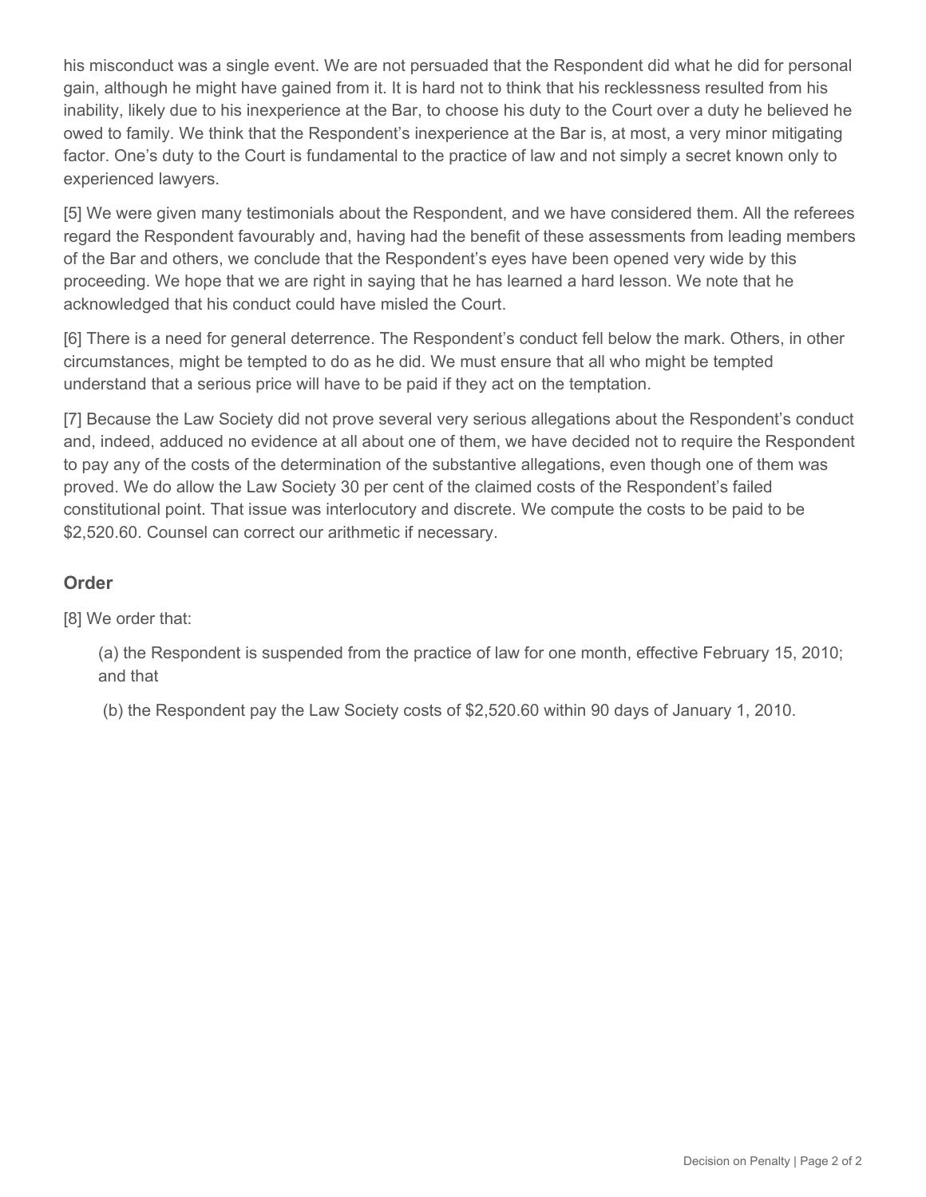his misconduct was a single event. We are not persuaded that the Respondent did what he did for personal gain, although he might have gained from it. It is hard not to think that his recklessness resulted from his inability, likely due to his inexperience at the Bar, to choose his duty to the Court over a duty he believed he owed to family. We think that the Respondent's inexperience at the Bar is, at most, a very minor mitigating factor. One's duty to the Court is fundamental to the practice of law and not simply a secret known only to experienced lawyers.

[5] We were given many testimonials about the Respondent, and we have considered them. All the referees regard the Respondent favourably and, having had the benefit of these assessments from leading members of the Bar and others, we conclude that the Respondent's eyes have been opened very wide by this proceeding. We hope that we are right in saying that he has learned a hard lesson. We note that he acknowledged that his conduct could have misled the Court.

[6] There is a need for general deterrence. The Respondent's conduct fell below the mark. Others, in other circumstances, might be tempted to do as he did. We must ensure that all who might be tempted understand that a serious price will have to be paid if they act on the temptation.

[7] Because the Law Society did not prove several very serious allegations about the Respondent's conduct and, indeed, adduced no evidence at all about one of them, we have decided not to require the Respondent to pay any of the costs of the determination of the substantive allegations, even though one of them was proved. We do allow the Law Society 30 per cent of the claimed costs of the Respondent's failed constitutional point. That issue was interlocutory and discrete. We compute the costs to be paid to be $2,520.60. Counsel can correct our arithmetic if necessary.

## Order

[8] We order that:

(a) the Respondent is suspended from the practice of law for one month, effective February 15, 2010; and that

(b) the Respondent pay the Law Society costs of $2,520.60 within 90 days of January 1, 2010.